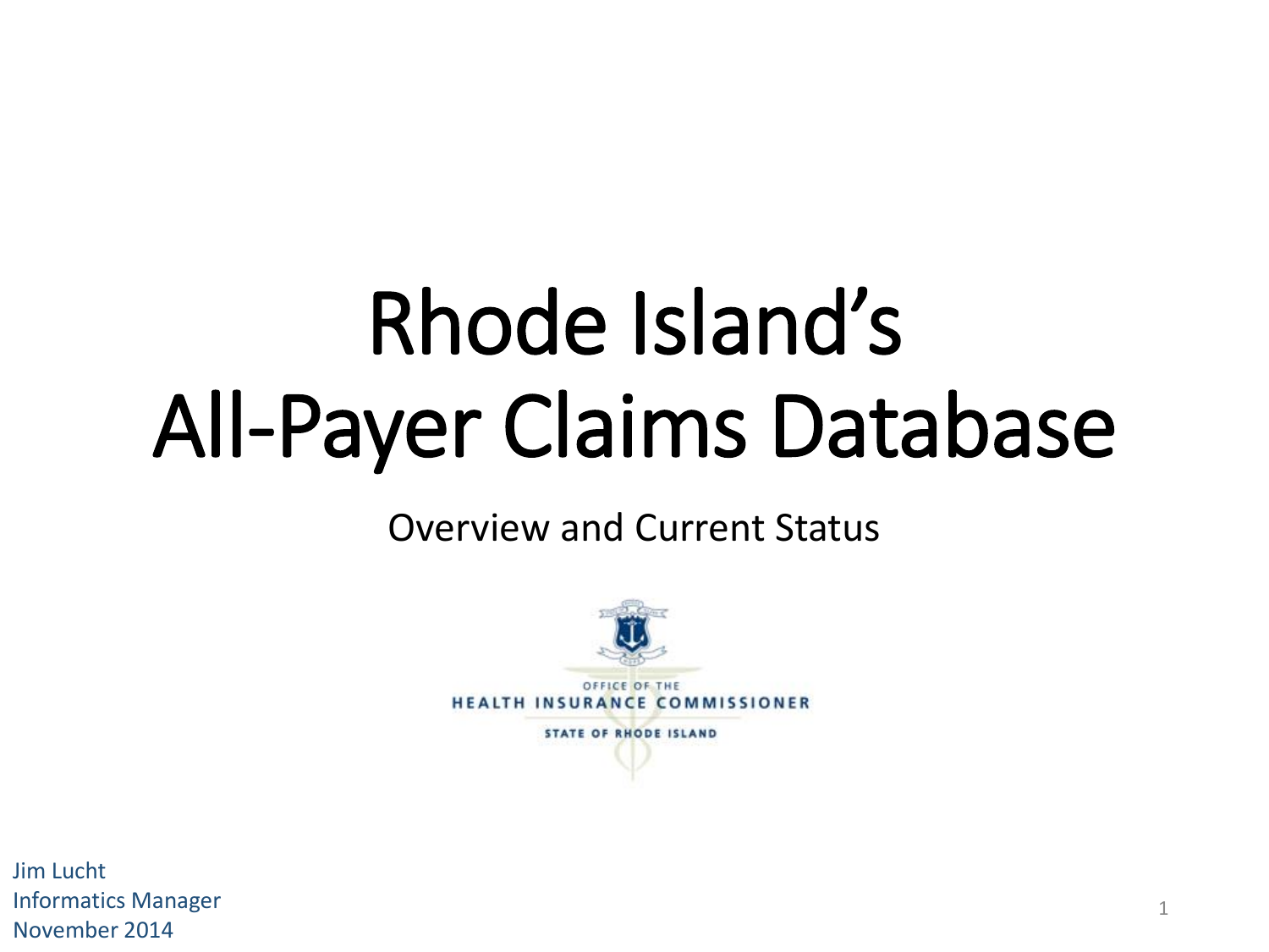# Rhode Island's All-Payer Claims Database

Overview and Current Status

OFFICE OF THE
HEALTH INSURANCE COMMISSIONER
STATE OF RHODE ISLAND

Jim Lucht
Informatics Manager
November 2014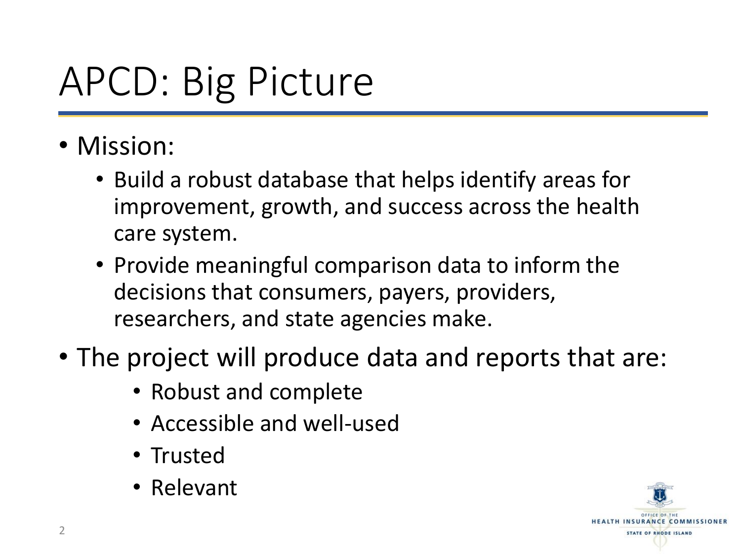# APCD: Big Picture

- Mission:
  - Build a robust database that helps identify areas for improvement, growth, and success across the health care system.
  - Provide meaningful comparison data to inform the decisions that consumers, payers, providers, researchers, and state agencies make.
- The project will produce data and reports that are:
  - Robust and complete
  - Accessible and well-used
  - Trusted
  - Relevant

OFFICE OF THE HEALTH INSURANCE COMMISSIONER
STATE OF RHODE ISLAND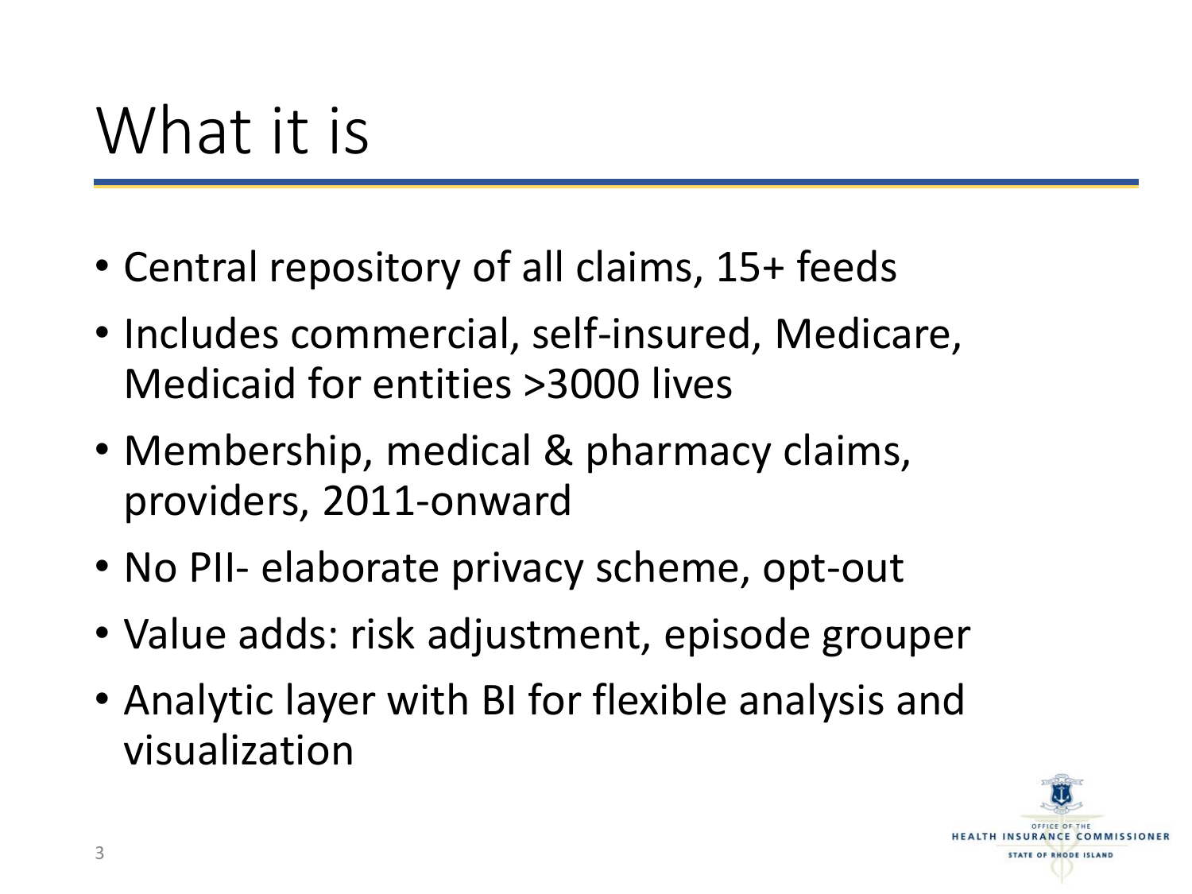# What it is

- Central repository of all claims, 15+ feeds
- Includes commercial, self-insured, Medicare, Medicaid for entities >3000 lives
- Membership, medical & pharmacy claims, providers, 2011-onward
- No PII- elaborate privacy scheme, opt-out
- Value adds: risk adjustment, episode grouper
- Analytic layer with BI for flexible analysis and visualization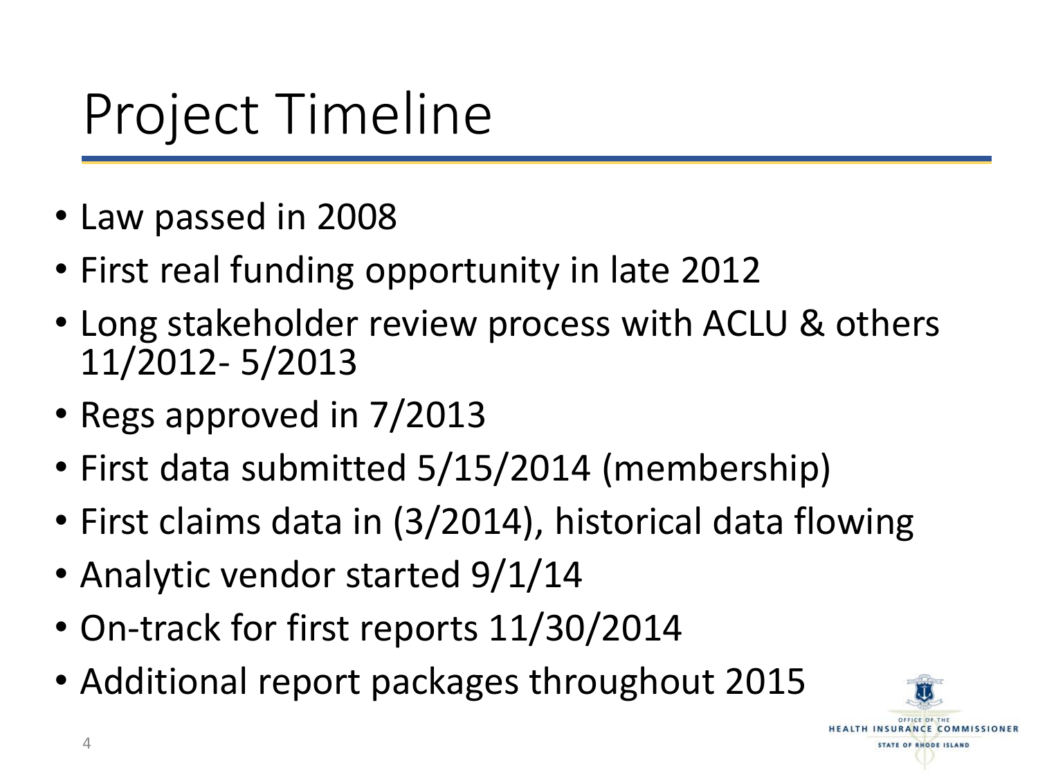# Project Timeline

- Law passed in 2008
- First real funding opportunity in late 2012
- Long stakeholder review process with ACLU & others 11/2012- 5/2013
- Regs approved in 7/2013
- First data submitted 5/15/2014 (membership)
- First claims data in (3/2014), historical data flowing
- Analytic vendor started 9/1/14
- On-track for first reports 11/30/2014
- Additional report packages throughout 2015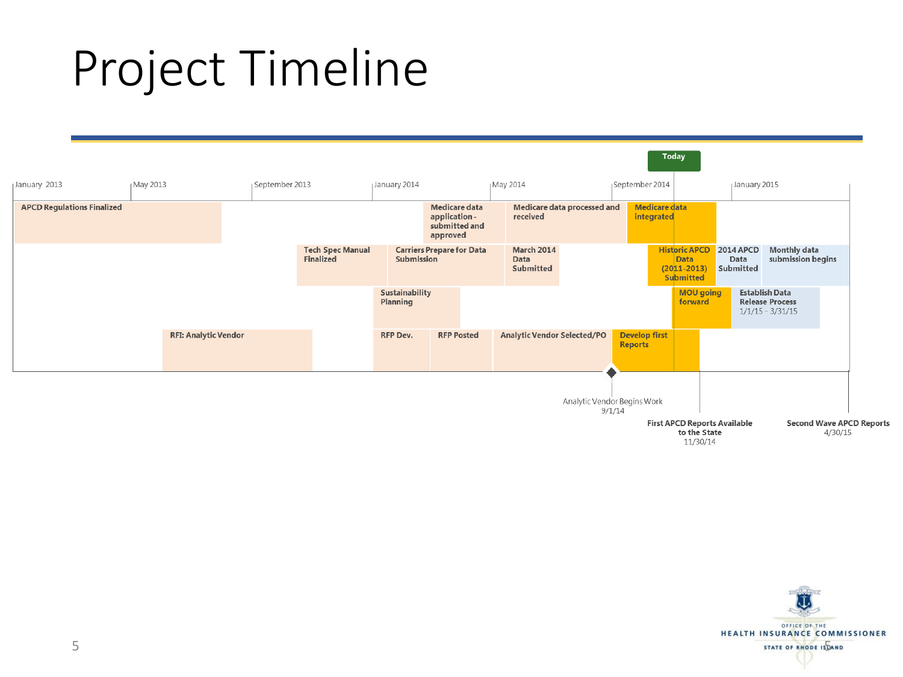# Project Timeline

Today

| January 2013 | May 2013 | September 2013 | January 2014 | May 2014 | September 2014 | January 2015 |
|---|---|---|---|---|---|---|

- APCD Regulations Finalized
- Medicare data application - submitted and approved
- Medicare data processed and received
- Medicare data integrated
- Tech Spec Manual Finalized
- Carriers Prepare for Data Submission
- March 2014 Data Submitted
- Historic APCD Data (2011-2013) Submitted
- 2014 APCD Data Submitted
- Monthly data submission begins
- Sustainability Planning
- MOU going forward
- Establish Data Release Process 1/1/15 - 3/31/15
- RFI: Analytic Vendor
- RFP Dev.
- RFP Posted
- Analytic Vendor Selected/PO
- Develop first Reports

Milestones:

- Analytic Vendor Begins Work 9/1/14
- **First APCD Reports Available to the State** 11/30/14
- **Second Wave APCD Reports** 4/30/15

OFFICE OF THE HEALTH INSURANCE COMMISSIONER
STATE OF RHODE ISLAND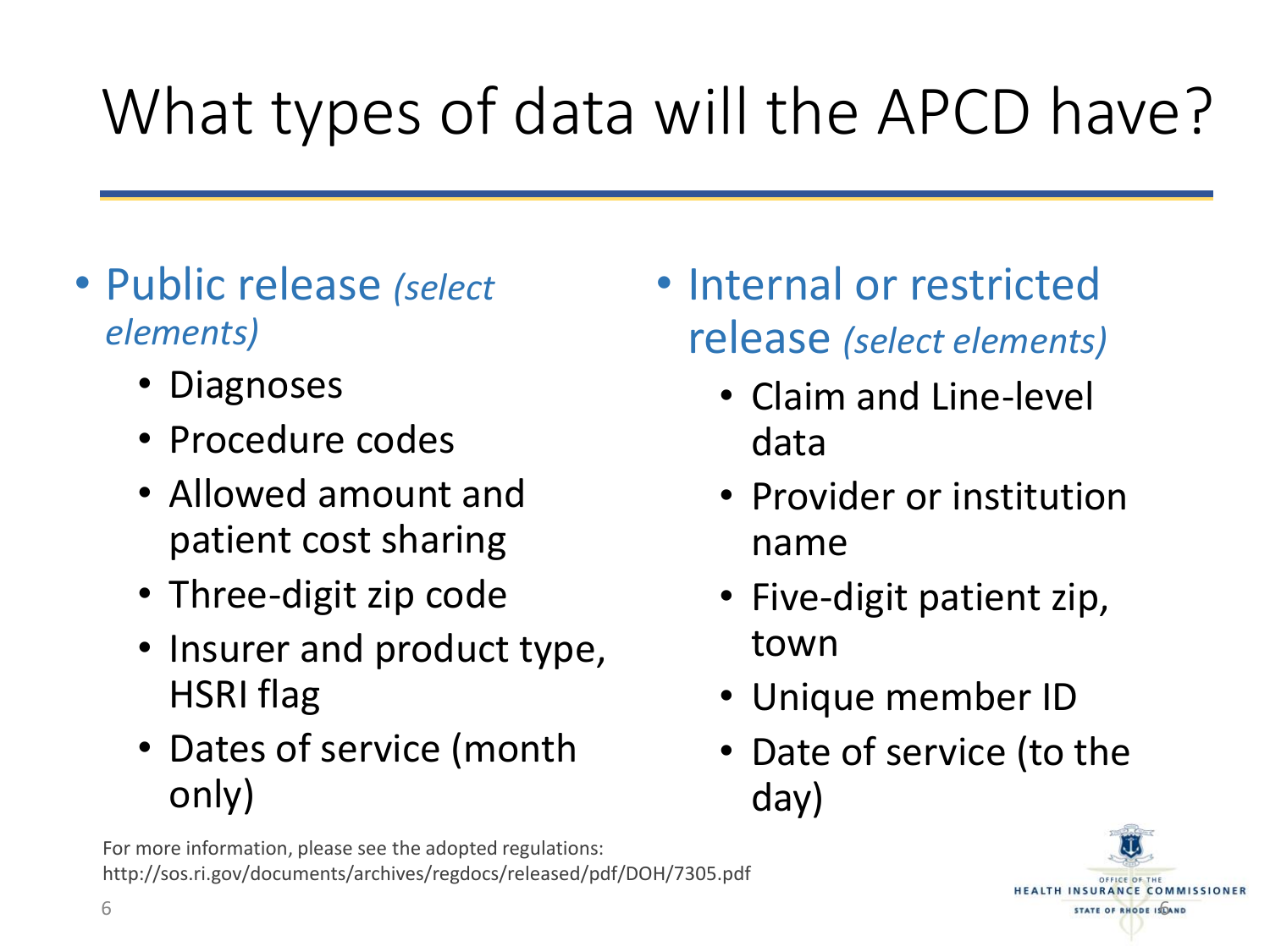# What types of data will the APCD have?

- Public release *(select elements)*
  - Diagnoses
  - Procedure codes
  - Allowed amount and patient cost sharing
  - Three-digit zip code
  - Insurer and product type, HSRI flag
  - Dates of service (month only)

- Internal or restricted release *(select elements)*
  - Claim and Line-level data
  - Provider or institution name
  - Five-digit patient zip, town
  - Unique member ID
  - Date of service (to the day)

For more information, please see the adopted regulations: http://sos.ri.gov/documents/archives/regdocs/released/pdf/DOH/7305.pdf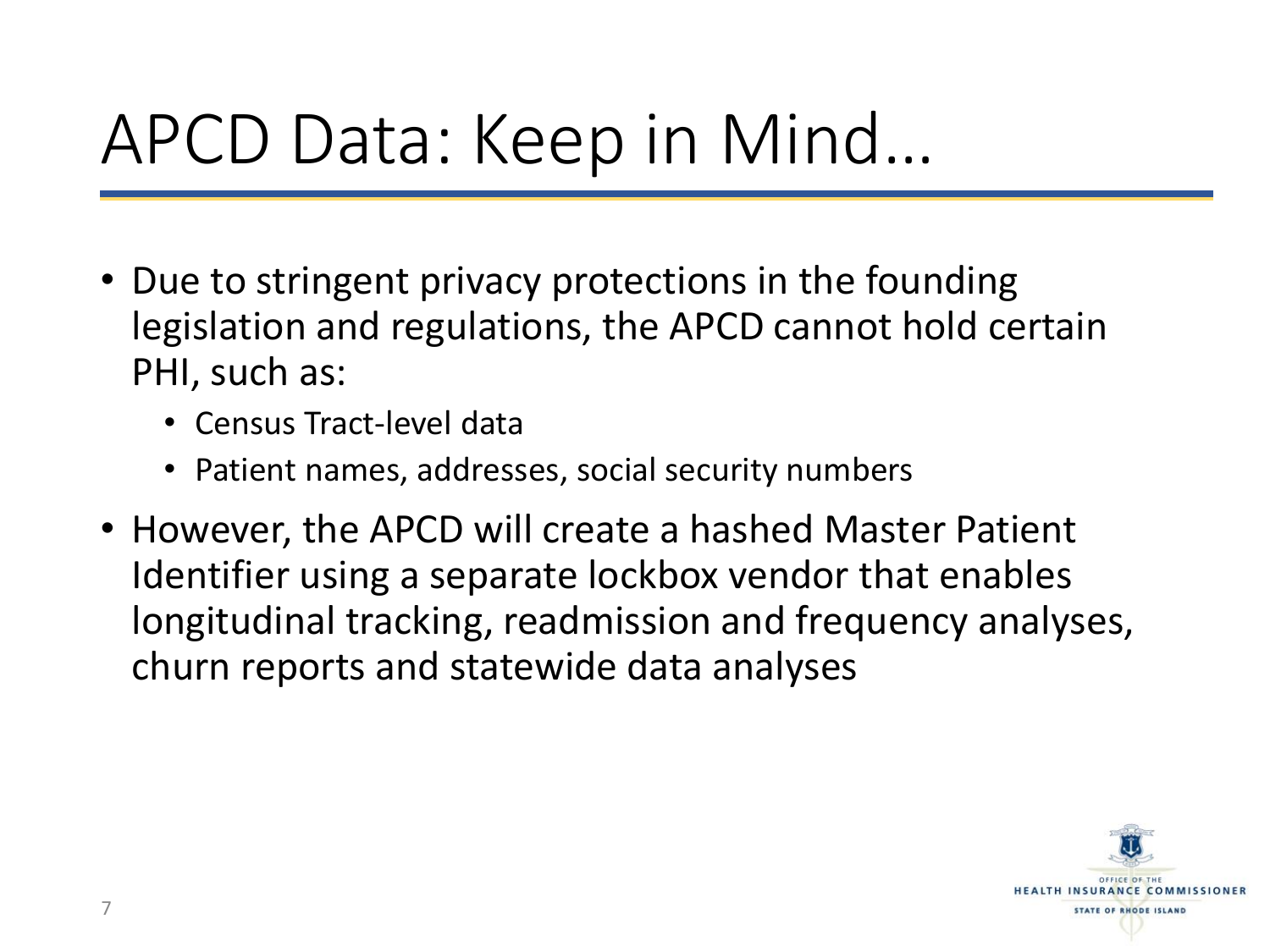# APCD Data: Keep in Mind…

- Due to stringent privacy protections in the founding legislation and regulations, the APCD cannot hold certain PHI, such as:
  - Census Tract-level data
  - Patient names, addresses, social security numbers
- However, the APCD will create a hashed Master Patient Identifier using a separate lockbox vendor that enables longitudinal tracking, readmission and frequency analyses, churn reports and statewide data analyses

OFFICE OF THE HEALTH INSURANCE COMMISSIONER
STATE OF RHODE ISLAND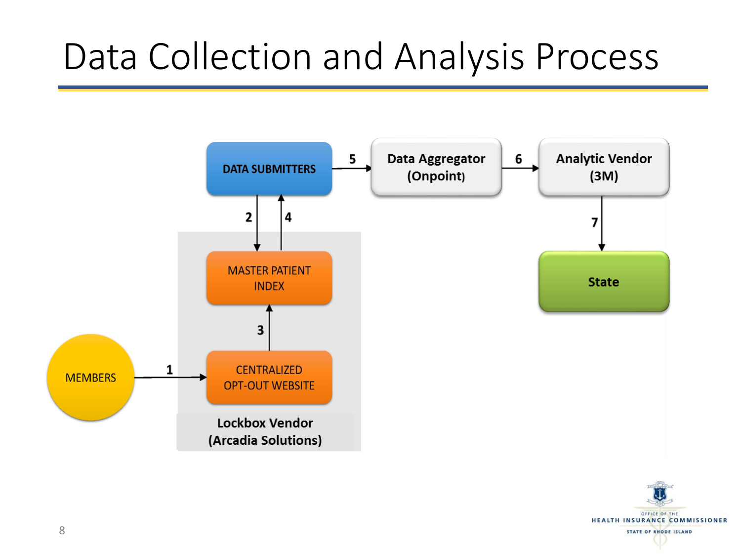# Data Collection and Analysis Process

- **DATA SUBMITTERS**
- **Data Aggregator (Onpoint)**
- **Analytic Vendor (3M)**
- **State**
- MASTER PATIENT INDEX
- CENTRALIZED OPT-OUT WEBSITE
- MEMBERS
- **Lockbox Vendor (Arcadia Solutions)**

1. MEMBERS → CENTRALIZED OPT-OUT WEBSITE
2. DATA SUBMITTERS → MASTER PATIENT INDEX
3. CENTRALIZED OPT-OUT WEBSITE → MASTER PATIENT INDEX
4. MASTER PATIENT INDEX → DATA SUBMITTERS
5. DATA SUBMITTERS → Data Aggregator (Onpoint)
6. Data Aggregator (Onpoint) → Analytic Vendor (3M)
7. Analytic Vendor (3M) → State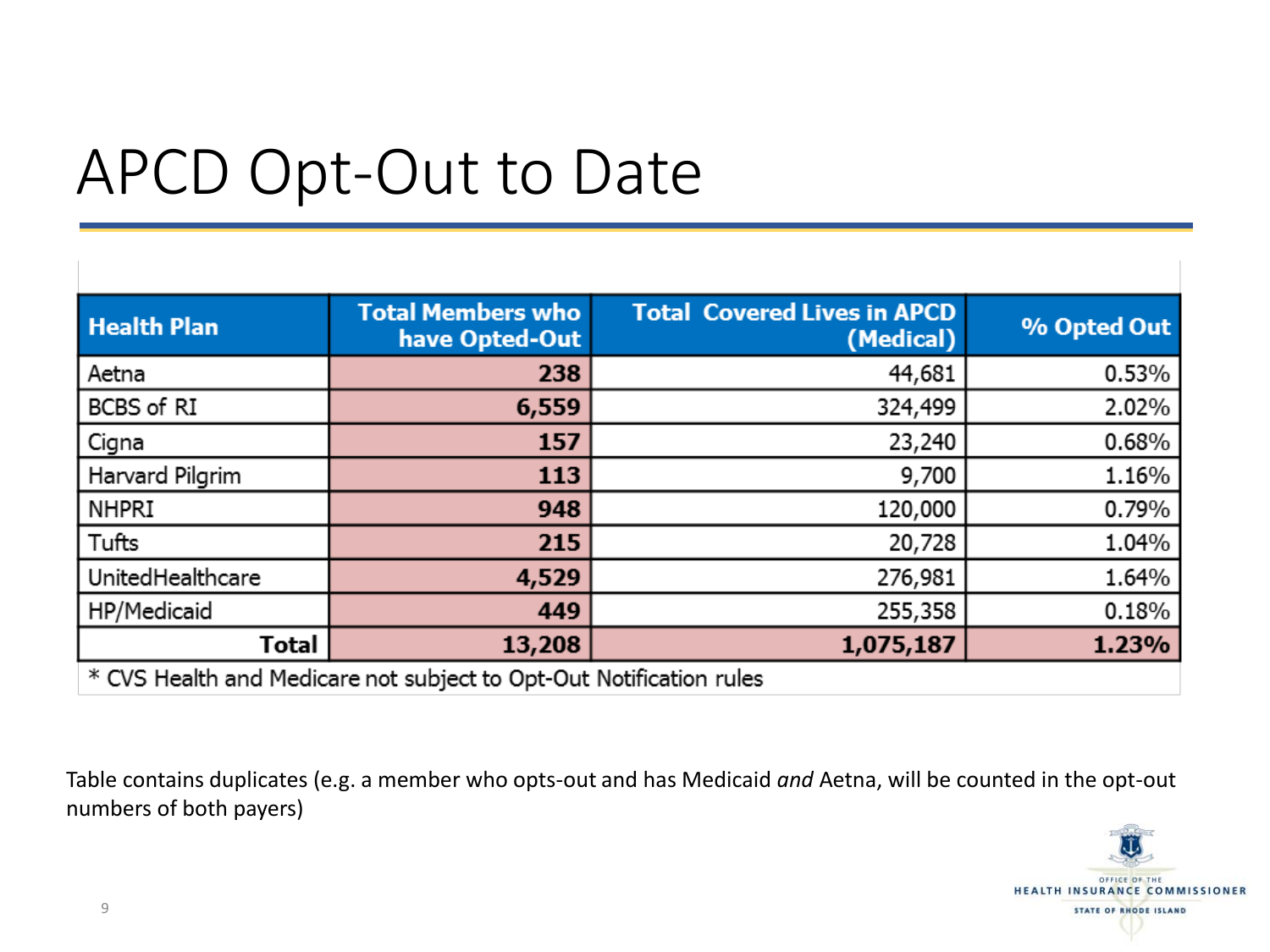# APCD Opt-Out to Date

| Health Plan | Total Members who have Opted-Out | Total Covered Lives in APCD (Medical) | % Opted Out |
|---|---|---|---|
| Aetna | 238 | 44,681 | 0.53% |
| BCBS of RI | 6,559 | 324,499 | 2.02% |
| Cigna | 157 | 23,240 | 0.68% |
| Harvard Pilgrim | 113 | 9,700 | 1.16% |
| NHPRI | 948 | 120,000 | 0.79% |
| Tufts | 215 | 20,728 | 1.04% |
| UnitedHealthcare | 4,529 | 276,981 | 1.64% |
| HP/Medicaid | 449 | 255,358 | 0.18% |
| **Total** | **13,208** | **1,075,187** | **1.23%** |

* CVS Health and Medicare not subject to Opt-Out Notification rules

Table contains duplicates (e.g. a member who opts-out and has Medicaid *and* Aetna, will be counted in the opt-out numbers of both payers)

OFFICE OF THE HEALTH INSURANCE COMMISSIONER STATE OF RHODE ISLAND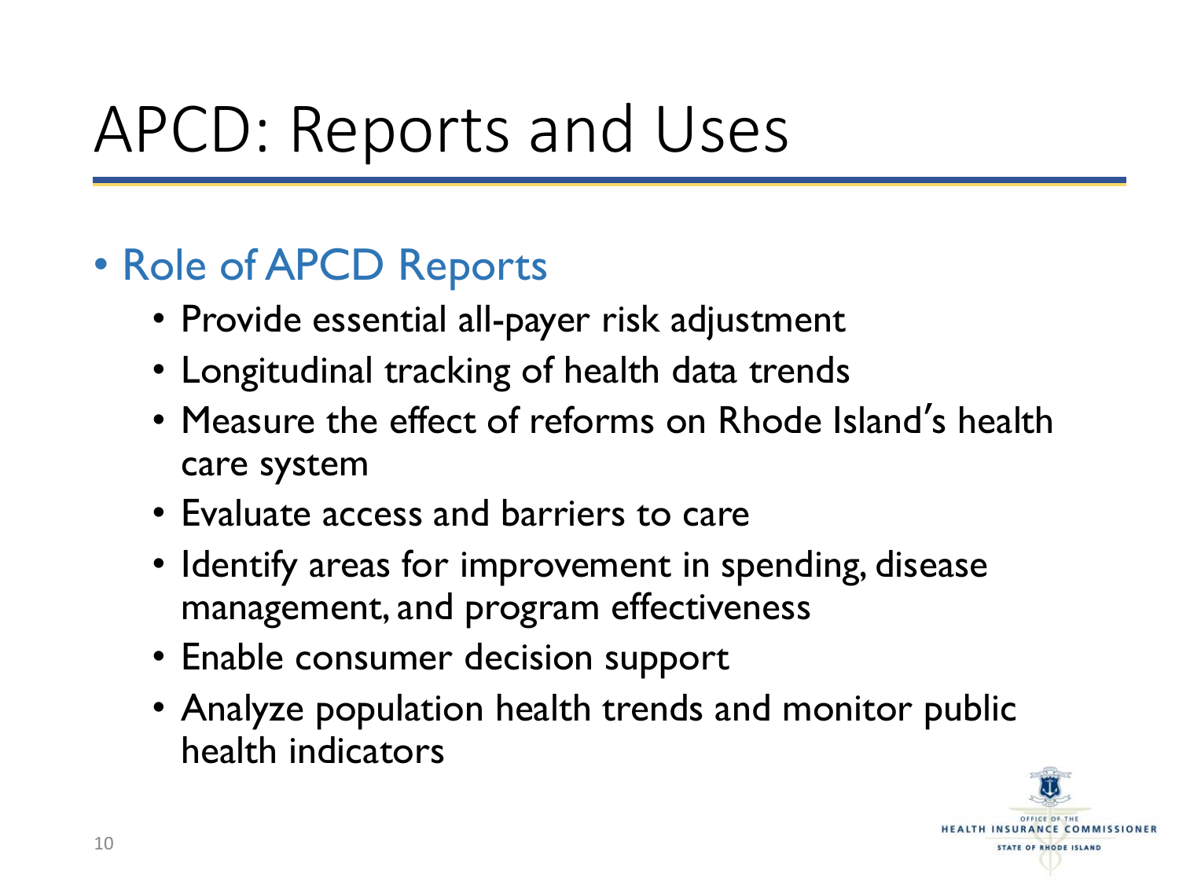# APCD: Reports and Uses

- Role of APCD Reports
  - Provide essential all-payer risk adjustment
  - Longitudinal tracking of health data trends
  - Measure the effect of reforms on Rhode Island's health care system
  - Evaluate access and barriers to care
  - Identify areas for improvement in spending, disease management, and program effectiveness
  - Enable consumer decision support
  - Analyze population health trends and monitor public health indicators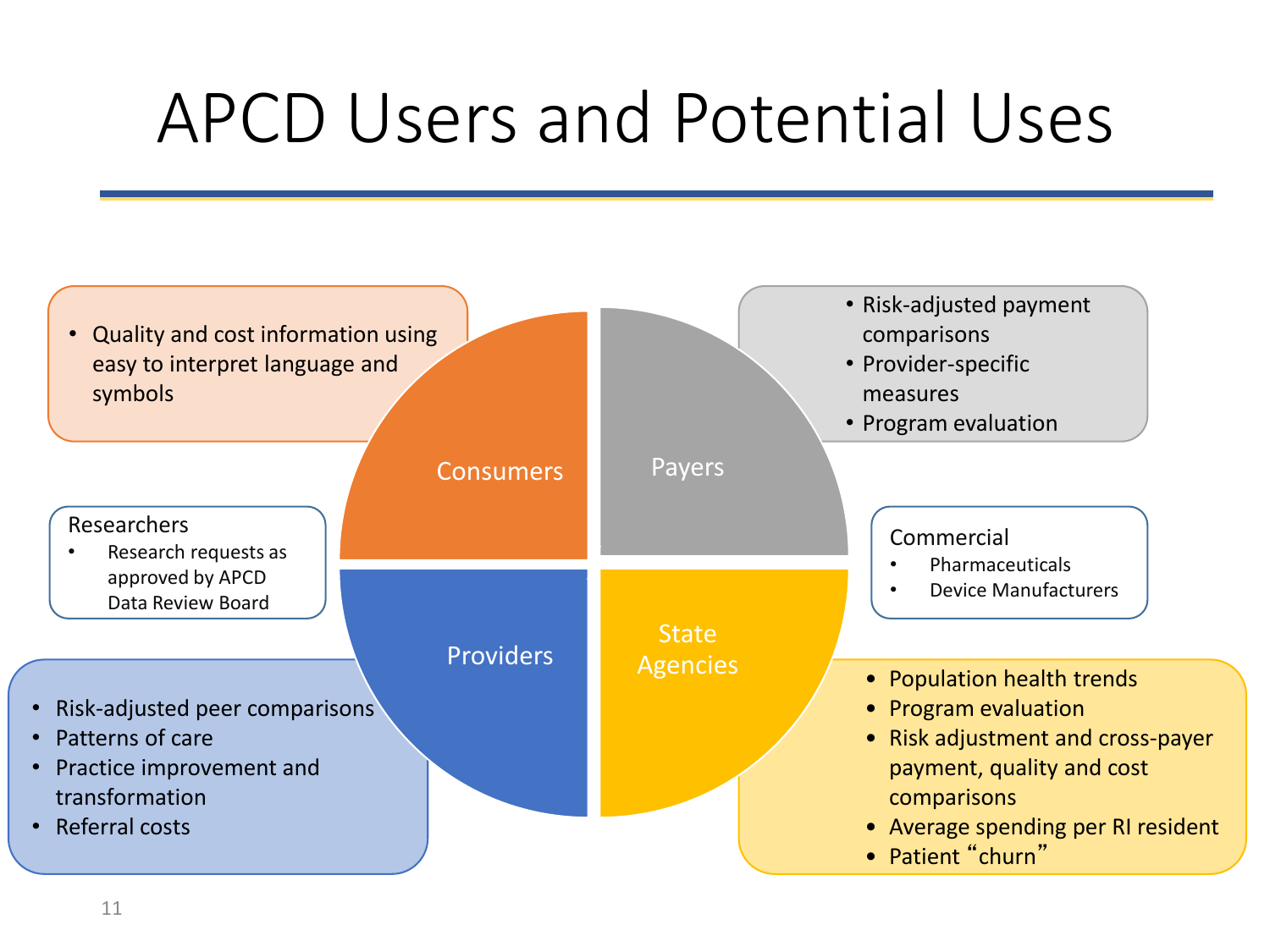# APCD Users and Potential Uses

## Consumers

- Quality and cost information using easy to interpret language and symbols

## Payers

- Risk-adjusted payment comparisons
- Provider-specific measures
- Program evaluation

## Providers

- Risk-adjusted peer comparisons
- Patterns of care
- Practice improvement and transformation
- Referral costs

## State Agencies

- Population health trends
- Program evaluation
- Risk adjustment and cross-payer payment, quality and cost comparisons
- Average spending per RI resident
- Patient "churn"

## Researchers

- Research requests as approved by APCD Data Review Board

## Commercial

- Pharmaceuticals
- Device Manufacturers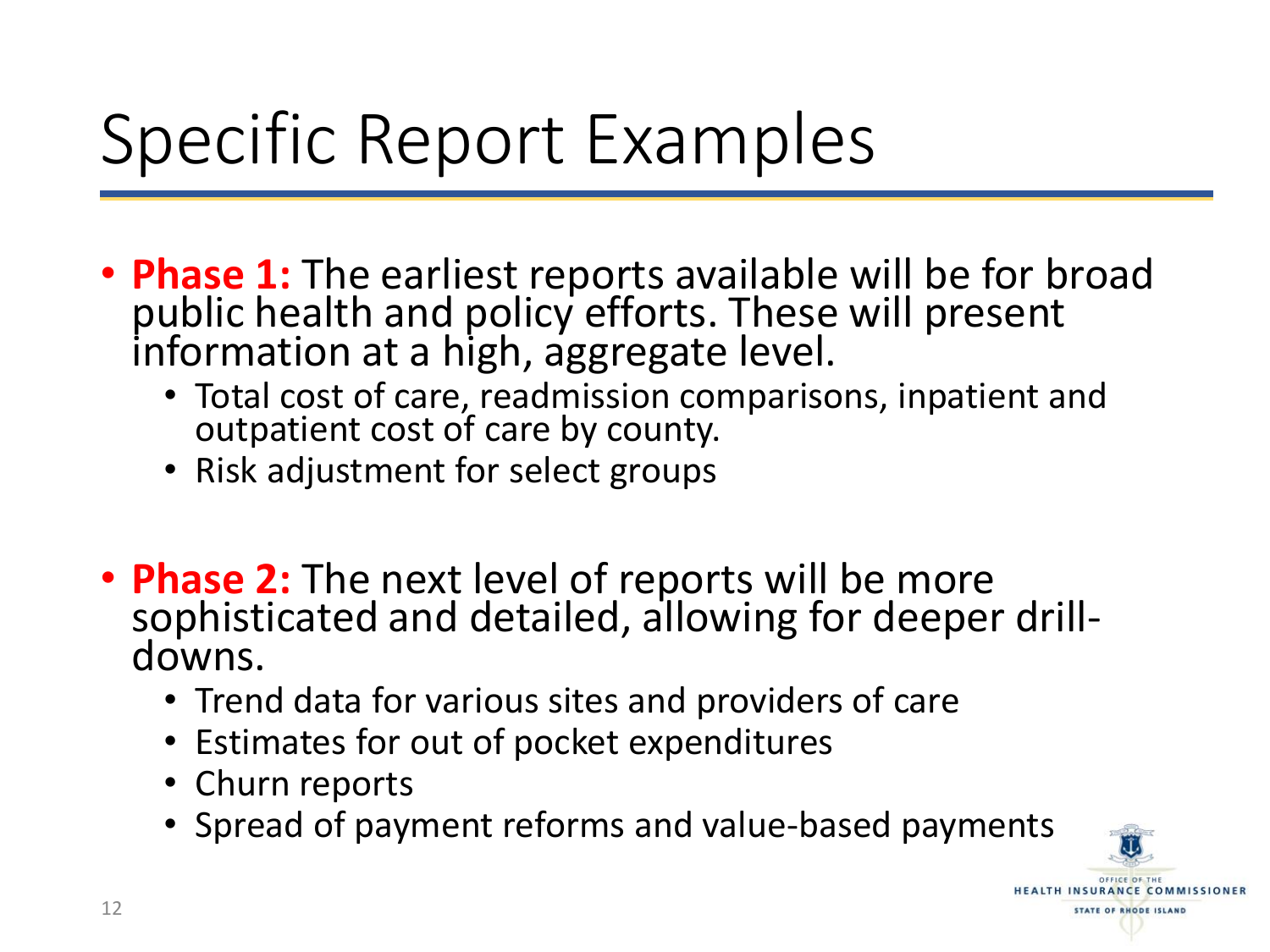# Specific Report Examples

- **Phase 1:** The earliest reports available will be for broad public health and policy efforts. These will present information at a high, aggregate level.
  - Total cost of care, readmission comparisons, inpatient and outpatient cost of care by county.
  - Risk adjustment for select groups

- **Phase 2:** The next level of reports will be more sophisticated and detailed, allowing for deeper drill-downs.
  - Trend data for various sites and providers of care
  - Estimates for out of pocket expenditures
  - Churn reports
  - Spread of payment reforms and value-based payments

OFFICE OF THE HEALTH INSURANCE COMMISSIONER
STATE OF RHODE ISLAND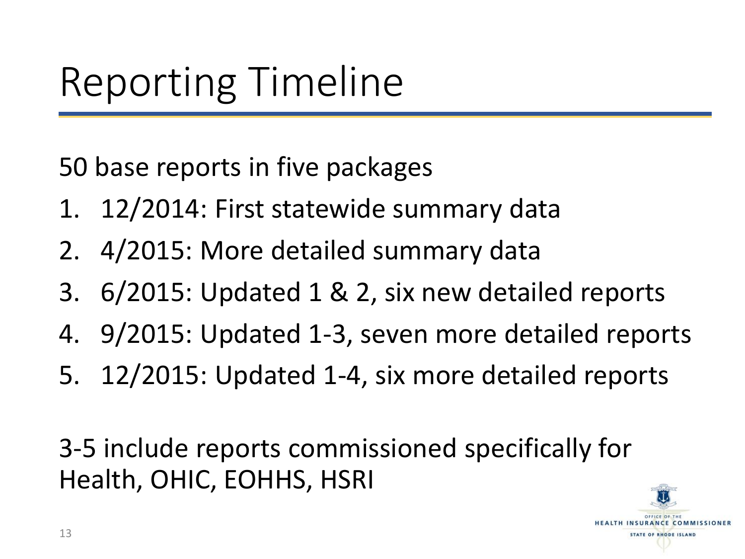# Reporting Timeline

50 base reports in five packages

1. 12/2014: First statewide summary data
2. 4/2015: More detailed summary data
3. 6/2015: Updated 1 & 2, six new detailed reports
4. 9/2015: Updated 1-3, seven more detailed reports
5. 12/2015: Updated 1-4, six more detailed reports

3-5 include reports commissioned specifically for Health, OHIC, EOHHS, HSRI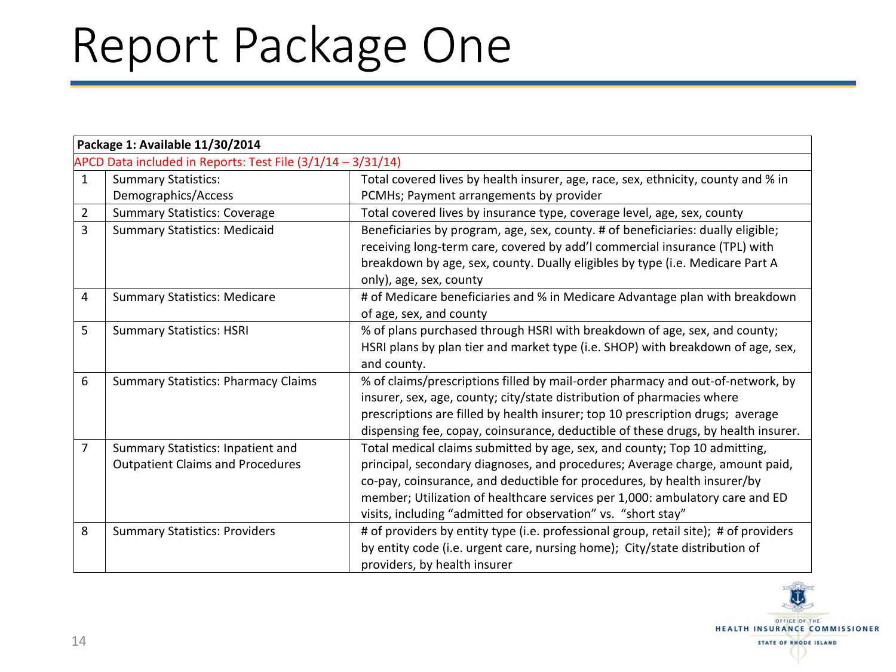# Report Package One

| Package 1: Available 11/30/2014 | | |
|---|---|---|
| APCD Data included in Reports: Test File (3/1/14 – 3/31/14) | | |
| 1 | Summary Statistics: Demographics/Access | Total covered lives by health insurer, age, race, sex, ethnicity, county and % in PCMHs; Payment arrangements by provider |
| 2 | Summary Statistics: Coverage | Total covered lives by insurance type, coverage level, age, sex, county |
| 3 | Summary Statistics: Medicaid | Beneficiaries by program, age, sex, county. # of beneficiaries: dually eligible; receiving long-term care, covered by add'l commercial insurance (TPL) with breakdown by age, sex, county. Dually eligibles by type (i.e. Medicare Part A only), age, sex, county |
| 4 | Summary Statistics: Medicare | # of Medicare beneficiaries and % in Medicare Advantage plan with breakdown of age, sex, and county |
| 5 | Summary Statistics: HSRI | % of plans purchased through HSRI with breakdown of age, sex, and county; HSRI plans by plan tier and market type (i.e. SHOP) with breakdown of age, sex, and county. |
| 6 | Summary Statistics: Pharmacy Claims | % of claims/prescriptions filled by mail-order pharmacy and out-of-network, by insurer, sex, age, county; city/state distribution of pharmacies where prescriptions are filled by health insurer; top 10 prescription drugs; average dispensing fee, copay, coinsurance, deductible of these drugs, by health insurer. |
| 7 | Summary Statistics: Inpatient and Outpatient Claims and Procedures | Total medical claims submitted by age, sex, and county; Top 10 admitting, principal, secondary diagnoses, and procedures; Average charge, amount paid, co-pay, coinsurance, and deductible for procedures, by health insurer/by member; Utilization of healthcare services per 1,000: ambulatory care and ED visits, including "admitted for observation" vs. "short stay" |
| 8 | Summary Statistics: Providers | # of providers by entity type (i.e. professional group, retail site); # of providers by entity code (i.e. urgent care, nursing home); City/state distribution of providers, by health insurer |

OFFICE OF THE HEALTH INSURANCE COMMISSIONER STATE OF RHODE ISLAND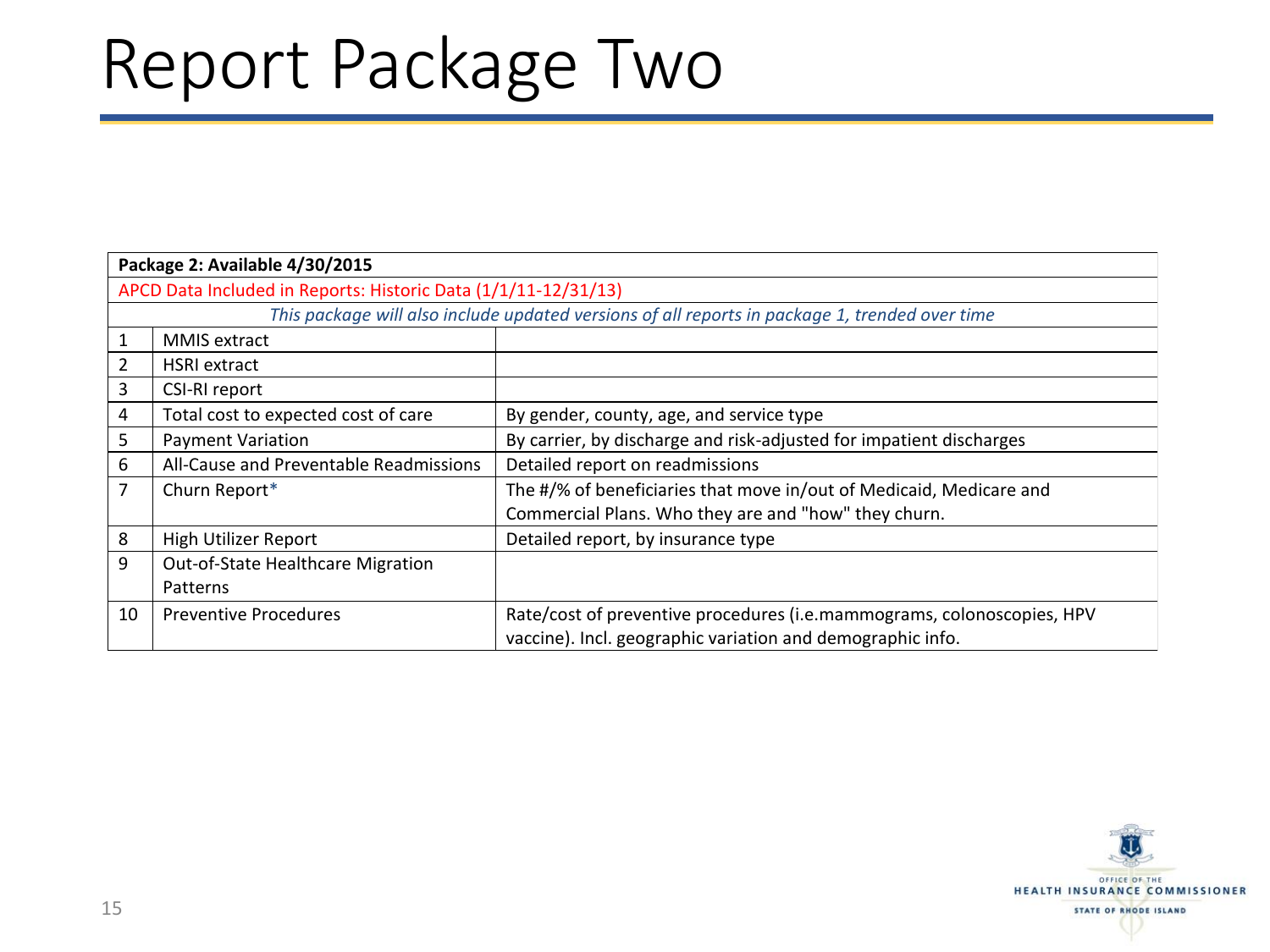# Report Package Two

| Package 2: Available 4/30/2015 | | |
|---|---|---|
| APCD Data Included in Reports: Historic Data (1/1/11-12/31/13) | | |
| *This package will also include updated versions of all reports in package 1, trended over time* | | |
| 1 | MMIS extract | |
| 2 | HSRI extract | |
| 3 | CSI-RI report | |
| 4 | Total cost to expected cost of care | By gender, county, age, and service type |
| 5 | Payment Variation | By carrier, by discharge and risk-adjusted for impatient discharges |
| 6 | All-Cause and Preventable Readmissions | Detailed report on readmissions |
| 7 | Churn Report* | The #/% of beneficiaries that move in/out of Medicaid, Medicare and Commercial Plans. Who they are and "how" they churn. |
| 8 | High Utilizer Report | Detailed report, by insurance type |
| 9 | Out-of-State Healthcare Migration Patterns | |
| 10 | Preventive Procedures | Rate/cost of preventive procedures (i.e.mammograms, colonoscopies, HPV vaccine). Incl. geographic variation and demographic info. |

OFFICE OF THE HEALTH INSURANCE COMMISSIONER STATE OF RHODE ISLAND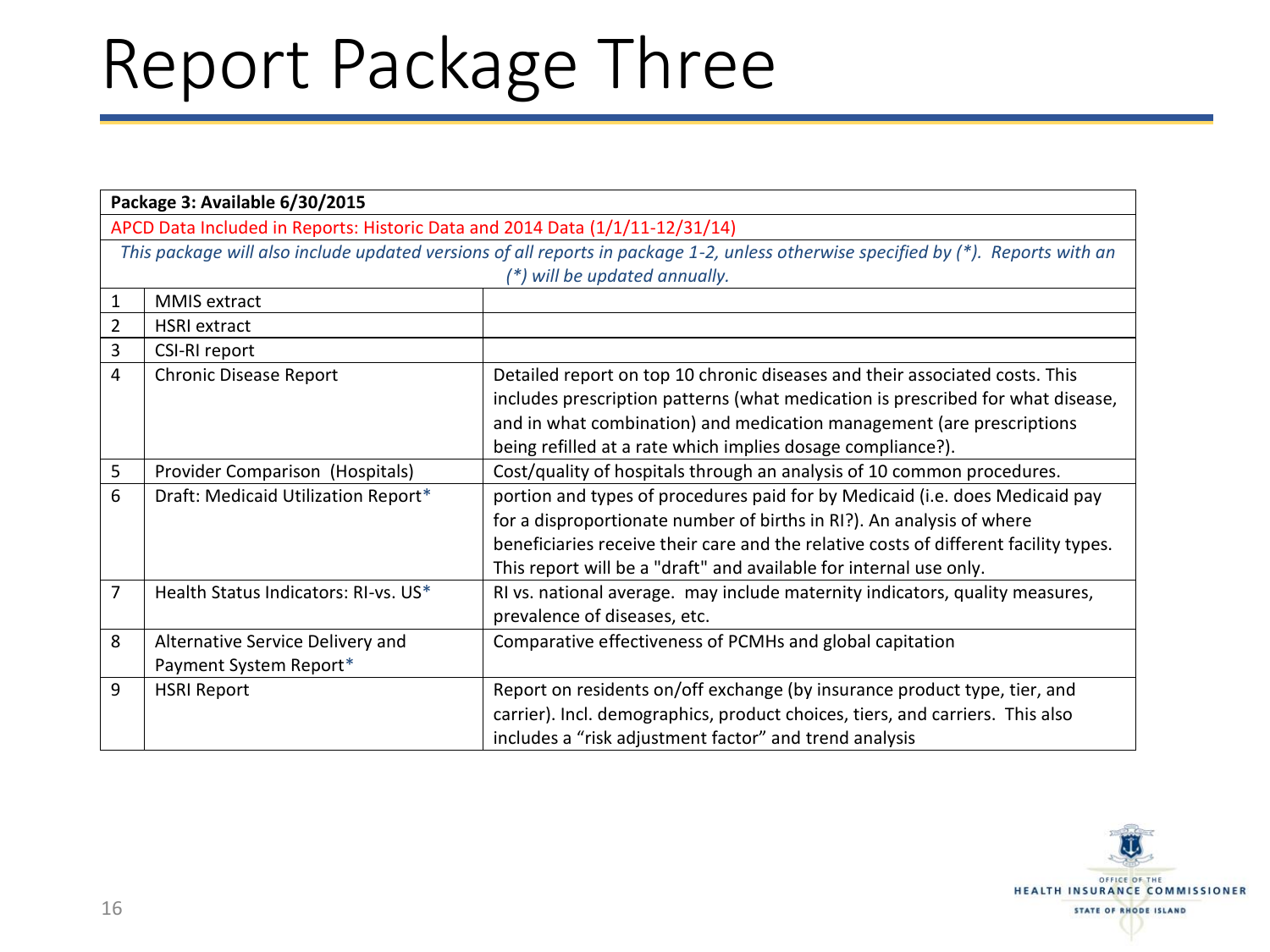# Report Package Three

| **Package 3: Available 6/30/2015** | | |
|---|---|---|
| APCD Data Included in Reports: Historic Data and 2014 Data (1/1/11-12/31/14) | | |
| *This package will also include updated versions of all reports in package 1-2, unless otherwise specified by (*). Reports with an (*) will be updated annually.* | | |
| 1 | MMIS extract | |
| 2 | HSRI extract | |
| 3 | CSI-RI report | |
| 4 | Chronic Disease Report | Detailed report on top 10 chronic diseases and their associated costs. This includes prescription patterns (what medication is prescribed for what disease, and in what combination) and medication management (are prescriptions being refilled at a rate which implies dosage compliance?). |
| 5 | Provider Comparison (Hospitals) | Cost/quality of hospitals through an analysis of 10 common procedures. |
| 6 | Draft: Medicaid Utilization Report* | portion and types of procedures paid for by Medicaid (i.e. does Medicaid pay for a disproportionate number of births in RI?). An analysis of where beneficiaries receive their care and the relative costs of different facility types. This report will be a "draft" and available for internal use only. |
| 7 | Health Status Indicators: RI-vs. US* | RI vs. national average. may include maternity indicators, quality measures, prevalence of diseases, etc. |
| 8 | Alternative Service Delivery and Payment System Report* | Comparative effectiveness of PCMHs and global capitation |
| 9 | HSRI Report | Report on residents on/off exchange (by insurance product type, tier, and carrier). Incl. demographics, product choices, tiers, and carriers. This also includes a “risk adjustment factor” and trend analysis |

OFFICE OF THE HEALTH INSURANCE COMMISSIONER
STATE OF RHODE ISLAND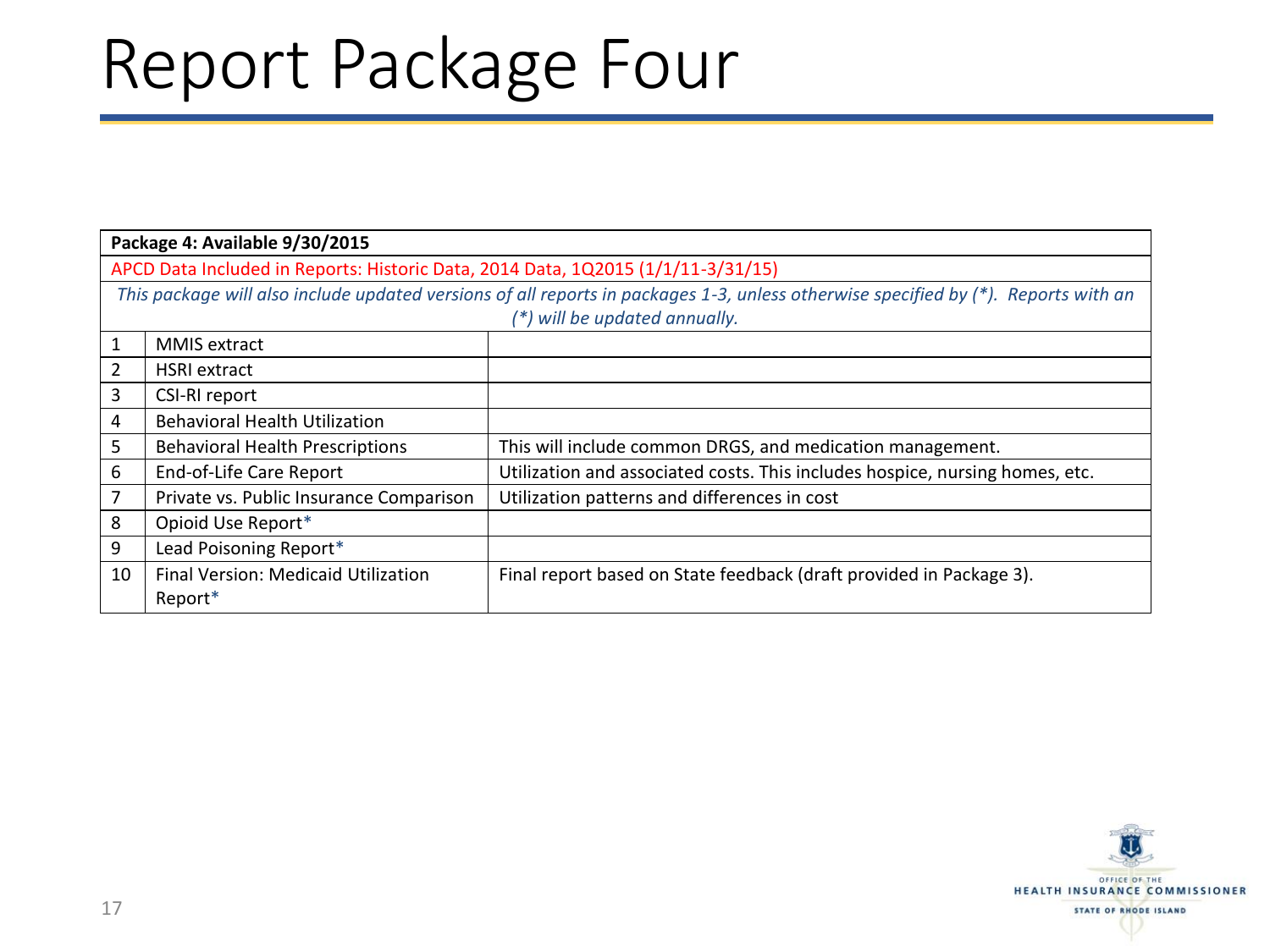# Report Package Four

| **Package 4: Available 9/30/2015** | | |
|---|---|---|
| APCD Data Included in Reports: Historic Data, 2014 Data, 1Q2015 (1/1/11-3/31/15) | | |
| *This package will also include updated versions of all reports in packages 1-3, unless otherwise specified by (*).  Reports with an (*) will be updated annually.* | | |
| 1 | MMIS extract | |
| 2 | HSRI extract | |
| 3 | CSI-RI report | |
| 4 | Behavioral Health Utilization | |
| 5 | Behavioral Health Prescriptions | This will include common DRGS, and medication management. |
| 6 | End-of-Life Care Report | Utilization and associated costs. This includes hospice, nursing homes, etc. |
| 7 | Private vs. Public Insurance Comparison | Utilization patterns and differences in cost |
| 8 | Opioid Use Report* | |
| 9 | Lead Poisoning Report* | |
| 10 | Final Version: Medicaid Utilization Report* | Final report based on State feedback (draft provided in Package 3). |

OFFICE OF THE HEALTH INSURANCE COMMISSIONER STATE OF RHODE ISLAND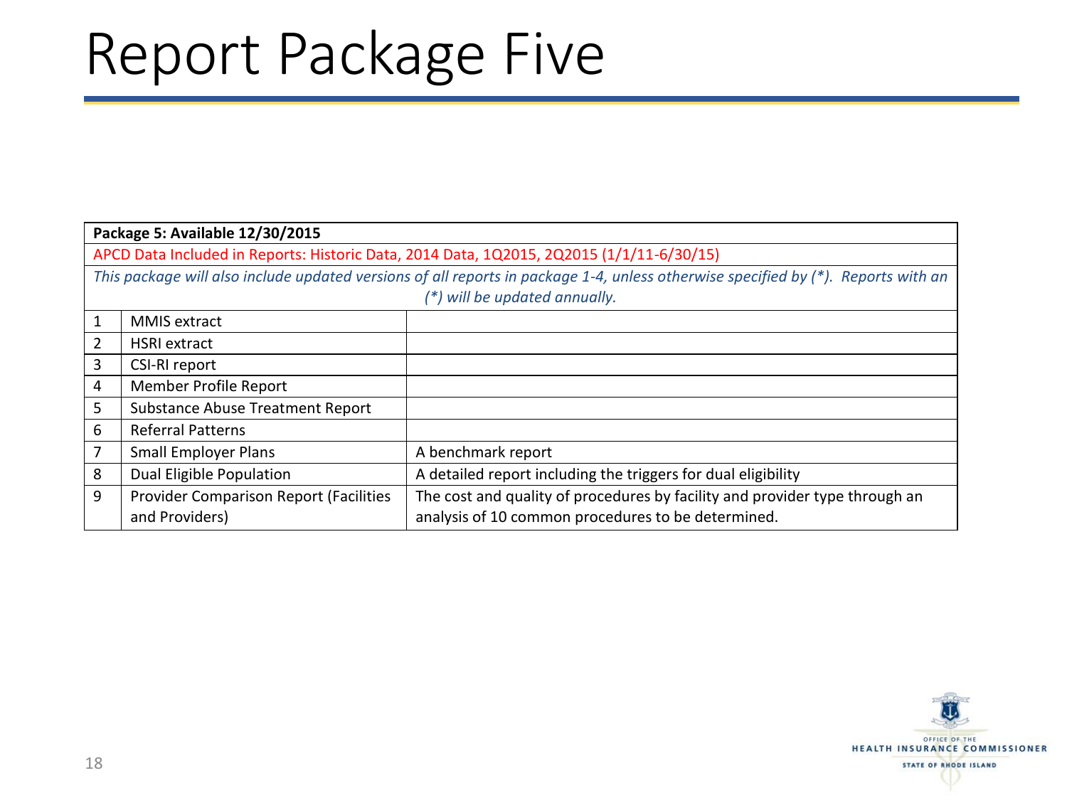# Report Package Five

| | | |
|---|---|---|
| **Package 5: Available 12/30/2015** | | |
| APCD Data Included in Reports: Historic Data, 2014 Data, 1Q2015, 2Q2015 (1/1/11-6/30/15) | | |
| *This package will also include updated versions of all reports in package 1-4, unless otherwise specified by (*). Reports with an (*) will be updated annually.* | | |
| 1 | MMIS extract | |
| 2 | HSRI extract | |
| 3 | CSI-RI report | |
| 4 | Member Profile Report | |
| 5 | Substance Abuse Treatment Report | |
| 6 | Referral Patterns | |
| 7 | Small Employer Plans | A benchmark report |
| 8 | Dual Eligible Population | A detailed report including the triggers for dual eligibility |
| 9 | Provider Comparison Report (Facilities and Providers) | The cost and quality of procedures by facility and provider type through an analysis of 10 common procedures to be determined. |

OFFICE OF THE HEALTH INSURANCE COMMISSIONER
STATE OF RHODE ISLAND